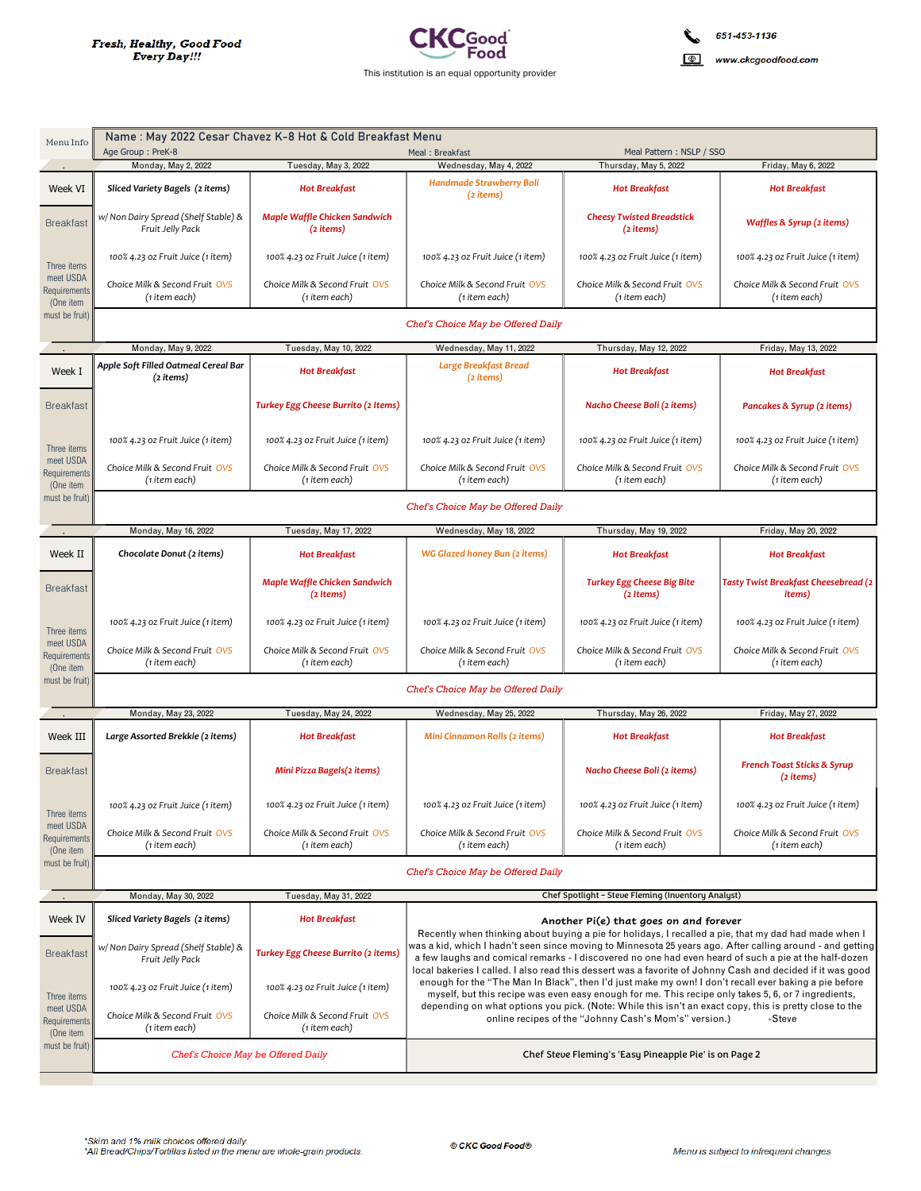Fresh, Healthy, Good Food Every Day!!!

CKC Good Food

This institution is an equal opportunity provider

651-453-1136

www.ckcgoodfood.com

**Name : May 2022 Cesar Chavez K-8 Hot & Cold Breakfast Menu**

Age Group : PreK-8 | Meal : Breakfast | Meal Pattern : NSLP / SSO

| Menu Info | Monday, May 2, 2022 | Tuesday, May 3, 2022 | Wednesday, May 4, 2022 | Thursday, May 5, 2022 | Friday, May 6, 2022 |
|---|---|---|---|---|---|
| Week VI Breakfast | Sliced Variety Bagels (2 items) | Hot Breakfast | Handmade Strawberry Boli (2 items) | Hot Breakfast | Hot Breakfast |
| | w/ Non Dairy Spread (Shelf Stable) & Fruit Jelly Pack | Maple Waffle Chicken Sandwich (2 items) | | Cheesy Twisted Breadstick (2 items) | Waffles & Syrup (2 items) |
| Three items meet USDA Requirements (One item must be fruit) | 100% 4.23 oz Fruit Juice (1 item) | 100% 4.23 oz Fruit Juice (1 item) | 100% 4.23 oz Fruit Juice (1 item) | 100% 4.23 oz Fruit Juice (1 item) | 100% 4.23 oz Fruit Juice (1 item) |
| | Choice Milk & Second Fruit OVS (1 item each) | Choice Milk & Second Fruit OVS (1 item each) | Choice Milk & Second Fruit OVS (1 item each) | Choice Milk & Second Fruit OVS (1 item each) | Choice Milk & Second Fruit OVS (1 item each) |
| | Chef's Choice May be Offered Daily | | | | |

| Menu Info | Monday, May 9, 2022 | Tuesday, May 10, 2022 | Wednesday, May 11, 2022 | Thursday, May 12, 2022 | Friday, May 13, 2022 |
|---|---|---|---|---|---|
| Week I Breakfast | Apple Soft Filled Oatmeal Cereal Bar (2 items) | Hot Breakfast | Large Breakfast Bread (2 items) | Hot Breakfast | Hot Breakfast |
| | | Turkey Egg Cheese Burrito (2 Items) | | Nacho Cheese Boli (2 items) | Pancakes & Syrup (2 items) |
| Three items meet USDA Requirements (One item must be fruit) | 100% 4.23 oz Fruit Juice (1 item) | 100% 4.23 oz Fruit Juice (1 item) | 100% 4.23 oz Fruit Juice (1 item) | 100% 4.23 oz Fruit Juice (1 item) | 100% 4.23 oz Fruit Juice (1 item) |
| | Choice Milk & Second Fruit OVS (1 item each) | Choice Milk & Second Fruit OVS (1 item each) | Choice Milk & Second Fruit OVS (1 item each) | Choice Milk & Second Fruit OVS (1 item each) | Choice Milk & Second Fruit OVS (1 item each) |
| | Chef's Choice May be Offered Daily | | | | |

| Menu Info | Monday, May 16, 2022 | Tuesday, May 17, 2022 | Wednesday, May 18, 2022 | Thursday, May 19, 2022 | Friday, May 20, 2022 |
|---|---|---|---|---|---|
| Week II Breakfast | Chocolate Donut (2 items) | Hot Breakfast | WG Glazed honey Bun (2 items) | Hot Breakfast | Hot Breakfast |
| | | Maple Waffle Chicken Sandwich (2 Items) | | Turkey Egg Cheese Big Bite (2 Items) | Tasty Twist Breakfast Cheesebread (2 items) |
| Three items meet USDA Requirements (One item must be fruit) | 100% 4.23 oz Fruit Juice (1 item) | 100% 4.23 oz Fruit Juice (1 item) | 100% 4.23 oz Fruit Juice (1 item) | 100% 4.23 oz Fruit Juice (1 item) | 100% 4.23 oz Fruit Juice (1 item) |
| | Choice Milk & Second Fruit OVS (1 item each) | Choice Milk & Second Fruit OVS (1 item each) | Choice Milk & Second Fruit OVS (1 item each) | Choice Milk & Second Fruit OVS (1 item each) | Choice Milk & Second Fruit OVS (1 item each) |
| | Chef's Choice May be Offered Daily | | | | |

| Menu Info | Monday, May 23, 2022 | Tuesday, May 24, 2022 | Wednesday, May 25, 2022 | Thursday, May 26, 2022 | Friday, May 27, 2022 |
|---|---|---|---|---|---|
| Week III Breakfast | Large Assorted Brekkie (2 items) | Hot Breakfast | Mini Cinnamon Rolls (2 items) | Hot Breakfast | Hot Breakfast |
| | | Mini Pizza Bagels(2 items) | | Nacho Cheese Boli (2 items) | French Toast Sticks & Syrup (2 items) |
| Three items meet USDA Requirements (One item must be fruit) | 100% 4.23 oz Fruit Juice (1 item) | 100% 4.23 oz Fruit Juice (1 item) | 100% 4.23 oz Fruit Juice (1 item) | 100% 4.23 oz Fruit Juice (1 item) | 100% 4.23 oz Fruit Juice (1 item) |
| | Choice Milk & Second Fruit OVS (1 item each) | Choice Milk & Second Fruit OVS (1 item each) | Choice Milk & Second Fruit OVS (1 item each) | Choice Milk & Second Fruit OVS (1 item each) | Choice Milk & Second Fruit OVS (1 item each) |
| | Chef's Choice May be Offered Daily | | | | |

| Menu Info | Monday, May 30, 2022 | Tuesday, May 31, 2022 |
|---|---|---|
| Week IV Breakfast | Sliced Variety Bagels (2 items) | Hot Breakfast |
| | w/ Non Dairy Spread (Shelf Stable) & Fruit Jelly Pack | Turkey Egg Cheese Burrito (2 items) |
| Three items meet USDA Requirements (One item must be fruit) | 100% 4.23 oz Fruit Juice (1 item) | 100% 4.23 oz Fruit Juice (1 item) |
| | Choice Milk & Second Fruit OVS (1 item each) | Choice Milk & Second Fruit OVS (1 item each) |
| | Chef's Choice May be Offered Daily | |

### Chef Spotlight - Steve Fleming (Inventory Analyst)

**Another Pi(e) that goes on and forever**

Recently when thinking about buying a pie for holidays, I recalled a pie, that my dad had made when I was a kid, which I hadn't seen since moving to Minnesota 25 years ago. After calling around - and getting a few laughs and comical remarks - I discovered no one had even heard of such a pie at the half-dozen local bakeries I called. I also read this dessert was a favorite of Johnny Cash and decided if it was good enough for the "The Man In Black", then I'd just make my own! I don't recall ever baking a pie before myself, but this recipe was even easy enough for me. This recipe only takes 5, 6, or 7 ingredients, depending on what options you pick. (Note: While this isn't an exact copy, this is pretty close to the online recipes of the "Johnny Cash's Mom's" version.) -Steve

Chef Steve Fleming's 'Easy Pineapple Pie' is on Page 2

*Skim and 1% milk choices offered daily.
*All Bread/Chips/Tortillas listed in the menu are whole-grain products.

© CKC Good Food®

Menu is subject to infrequent changes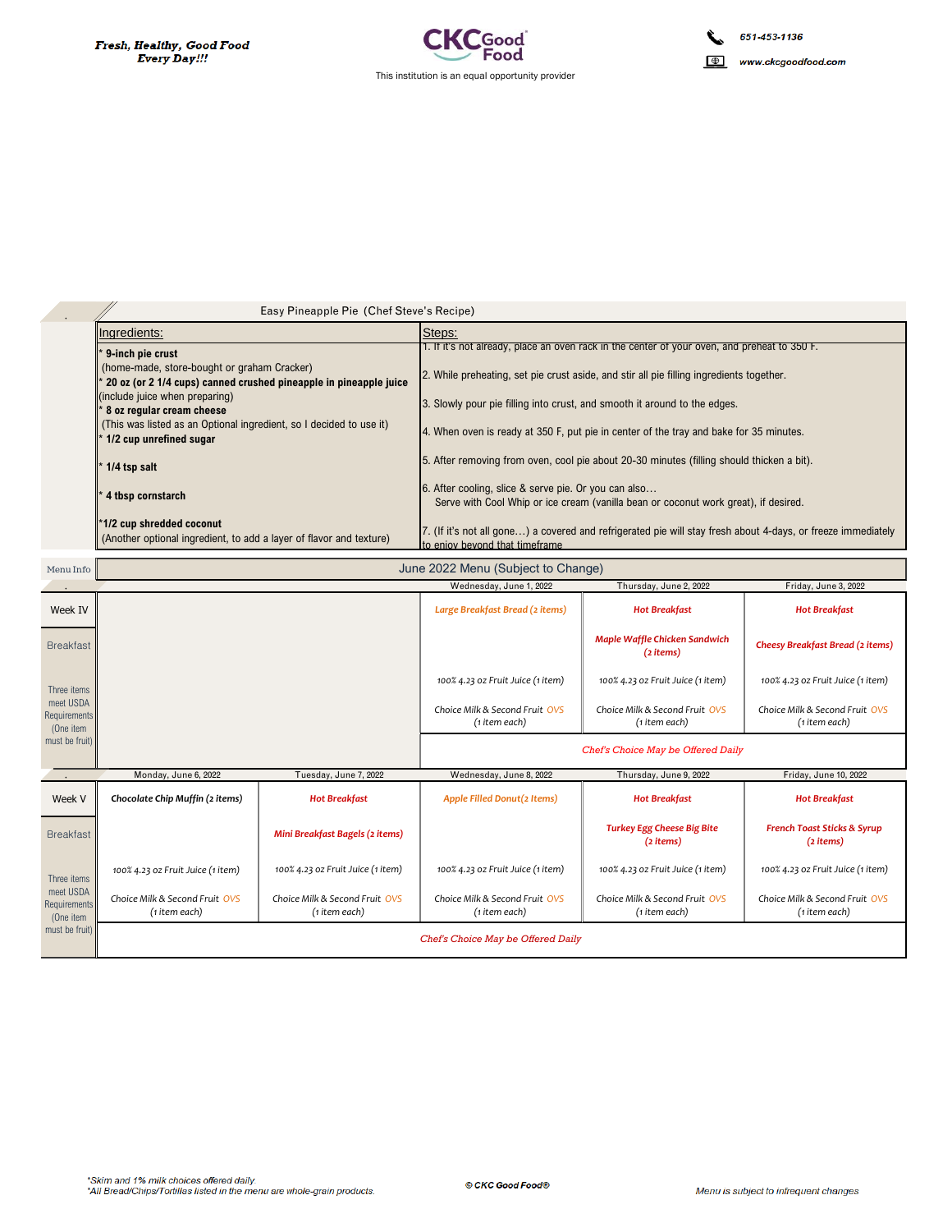Fresh, Healthy, Good Food
Every Day!!!

CKC Good Food

This institution is an equal opportunity provider

651-453-1136

www.ckcgoodfood.com

## Easy Pineapple Pie (Chef Steve's Recipe)

| Ingredients: | Steps: |
|---|---|
| * **9-inch pie crust** (home-made, store-bought or graham Cracker) | 1. If it's not already, place an oven rack in the center of your oven, and preheat to 350 F. |
| * **20 oz (or 2 1/4 cups) canned crushed pineapple in pineapple juice** (include juice when preparing) | 2. While preheating, set pie crust aside, and stir all pie filling ingredients together. |
| * **8 oz regular cream cheese** (This was listed as an Optional ingredient, so I decided to use it) | 3. Slowly pour pie filling into crust, and smooth it around to the edges. |
| * **1/2 cup unrefined sugar** | 4. When oven is ready at 350 F, put pie in center of the tray and bake for 35 minutes. |
| * **1/4 tsp salt** | 5. After removing from oven, cool pie about 20-30 minutes (filling should thicken a bit). |
| * **4 tbsp cornstarch** | 6. After cooling, slice & serve pie. Or you can also… Serve with Cool Whip or ice cream (vanilla bean or coconut work great), if desired. |
| * **1/2 cup shredded coconut** (Another optional ingredient, to add a layer of flavor and texture) | 7. (If it's not all gone…) a covered and refrigerated pie will stay fresh about 4-days, or freeze immediately to enjoy beyond that timeframe |

## June 2022 Menu (Subject to Change)

| Menu Info | | | Wednesday, June 1, 2022 | Thursday, June 2, 2022 | Friday, June 3, 2022 |
|---|---|---|---|---|---|
| Week IV | | | Large Breakfast Bread (2 items) | Hot Breakfast | Hot Breakfast |
| Breakfast | | | | Maple Waffle Chicken Sandwich (2 items) | Cheesy Breakfast Bread (2 items) |
| Three items meet USDA Requirements (One item must be fruit) | | | 100% 4.23 oz Fruit Juice (1 item) | 100% 4.23 oz Fruit Juice (1 item) | 100% 4.23 oz Fruit Juice (1 item) |
| | | | Choice Milk & Second Fruit OVS (1 item each) | Choice Milk & Second Fruit OVS (1 item each) | Choice Milk & Second Fruit OVS (1 item each) |
| | | | Chef's Choice May be Offered Daily | | |

| | Monday, June 6, 2022 | Tuesday, June 7, 2022 | Wednesday, June 8, 2022 | Thursday, June 9, 2022 | Friday, June 10, 2022 |
|---|---|---|---|---|---|
| Week V | Chocolate Chip Muffin (2 items) | Hot Breakfast | Apple Filled Donut(2 Items) | Hot Breakfast | Hot Breakfast |
| Breakfast | | Mini Breakfast Bagels (2 items) | | Turkey Egg Cheese Big Bite (2 items) | French Toast Sticks & Syrup (2 items) |
| Three items meet USDA Requirements (One item must be fruit) | 100% 4.23 oz Fruit Juice (1 item) | 100% 4.23 oz Fruit Juice (1 item) | 100% 4.23 oz Fruit Juice (1 item) | 100% 4.23 oz Fruit Juice (1 item) | 100% 4.23 oz Fruit Juice (1 item) |
| | Choice Milk & Second Fruit OVS (1 item each) | Choice Milk & Second Fruit OVS (1 item each) | Choice Milk & Second Fruit OVS (1 item each) | Choice Milk & Second Fruit OVS (1 item each) | Choice Milk & Second Fruit OVS (1 item each) |
| | Chef's Choice May be Offered Daily | | | | |

*Skim and 1% milk choices offered daily.
*All Bread/Chips/Tortillas listed in the menu are whole-grain products.

© CKC Good Food®

Menu is subject to infrequent changes